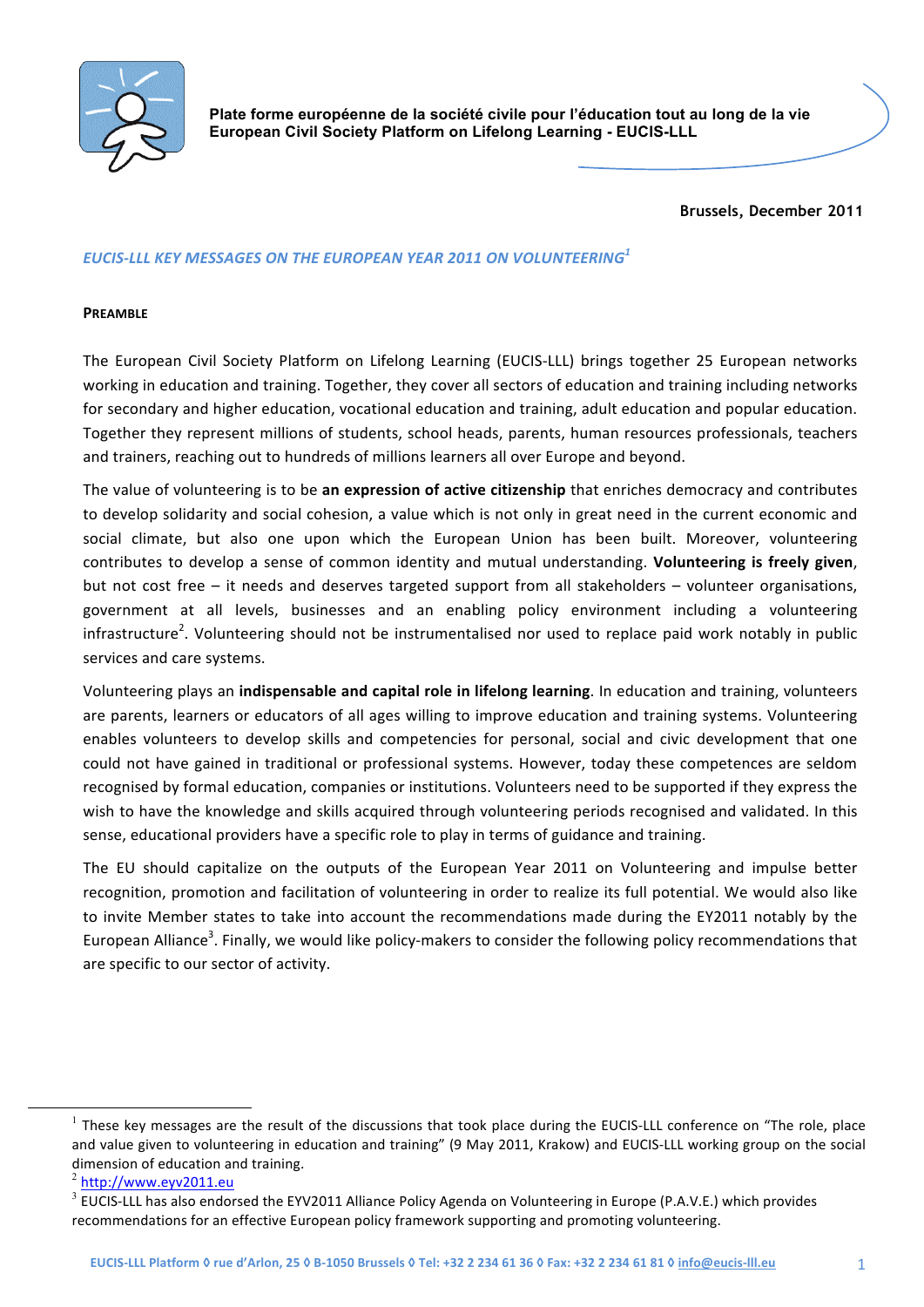Plate forme européenne de la société civile pour l'éducation tout au long de la vie
European Civil Society Platform on Lifelong Learning - EUCIS-LLL

Brussels, December 2011

## *EUCIS-LLL KEY MESSAGES ON THE EUROPEAN YEAR 2011 ON VOLUNTEERING*[1]

### PREAMBLE

The European Civil Society Platform on Lifelong Learning (EUCIS-LLL) brings together 25 European networks working in education and training. Together, they cover all sectors of education and training including networks for secondary and higher education, vocational education and training, adult education and popular education. Together they represent millions of students, school heads, parents, human resources professionals, teachers and trainers, reaching out to hundreds of millions learners all over Europe and beyond.

The value of volunteering is to be **an expression of active citizenship** that enriches democracy and contributes to develop solidarity and social cohesion, a value which is not only in great need in the current economic and social climate, but also one upon which the European Union has been built. Moreover, volunteering contributes to develop a sense of common identity and mutual understanding. **Volunteering is freely given**, but not cost free – it needs and deserves targeted support from all stakeholders – volunteer organisations, government at all levels, businesses and an enabling policy environment including a volunteering infrastructure[2]. Volunteering should not be instrumentalised nor used to replace paid work notably in public services and care systems.

Volunteering plays an **indispensable and capital role in lifelong learning**. In education and training, volunteers are parents, learners or educators of all ages willing to improve education and training systems. Volunteering enables volunteers to develop skills and competencies for personal, social and civic development that one could not have gained in traditional or professional systems. However, today these competences are seldom recognised by formal education, companies or institutions. Volunteers need to be supported if they express the wish to have the knowledge and skills acquired through volunteering periods recognised and validated. In this sense, educational providers have a specific role to play in terms of guidance and training.

The EU should capitalize on the outputs of the European Year 2011 on Volunteering and impulse better recognition, promotion and facilitation of volunteering in order to realize its full potential. We would also like to invite Member states to take into account the recommendations made during the EY2011 notably by the European Alliance[3]. Finally, we would like policy-makers to consider the following policy recommendations that are specific to our sector of activity.

---

[1] These key messages are the result of the discussions that took place during the EUCIS-LLL conference on "The role, place and value given to volunteering in education and training" (9 May 2011, Krakow) and EUCIS-LLL working group on the social dimension of education and training.

[2] http://www.eyv2011.eu

[3] EUCIS-LLL has also endorsed the EYV2011 Alliance Policy Agenda on Volunteering in Europe (P.A.V.E.) which provides recommendations for an effective European policy framework supporting and promoting volunteering.

EUCIS-LLL Platform ◊ rue d'Arlon, 25 ◊ B-1050 Brussels ◊ Tel: +32 2 234 61 36 ◊ Fax: +32 2 234 61 81 ◊ info@eucis-lll.eu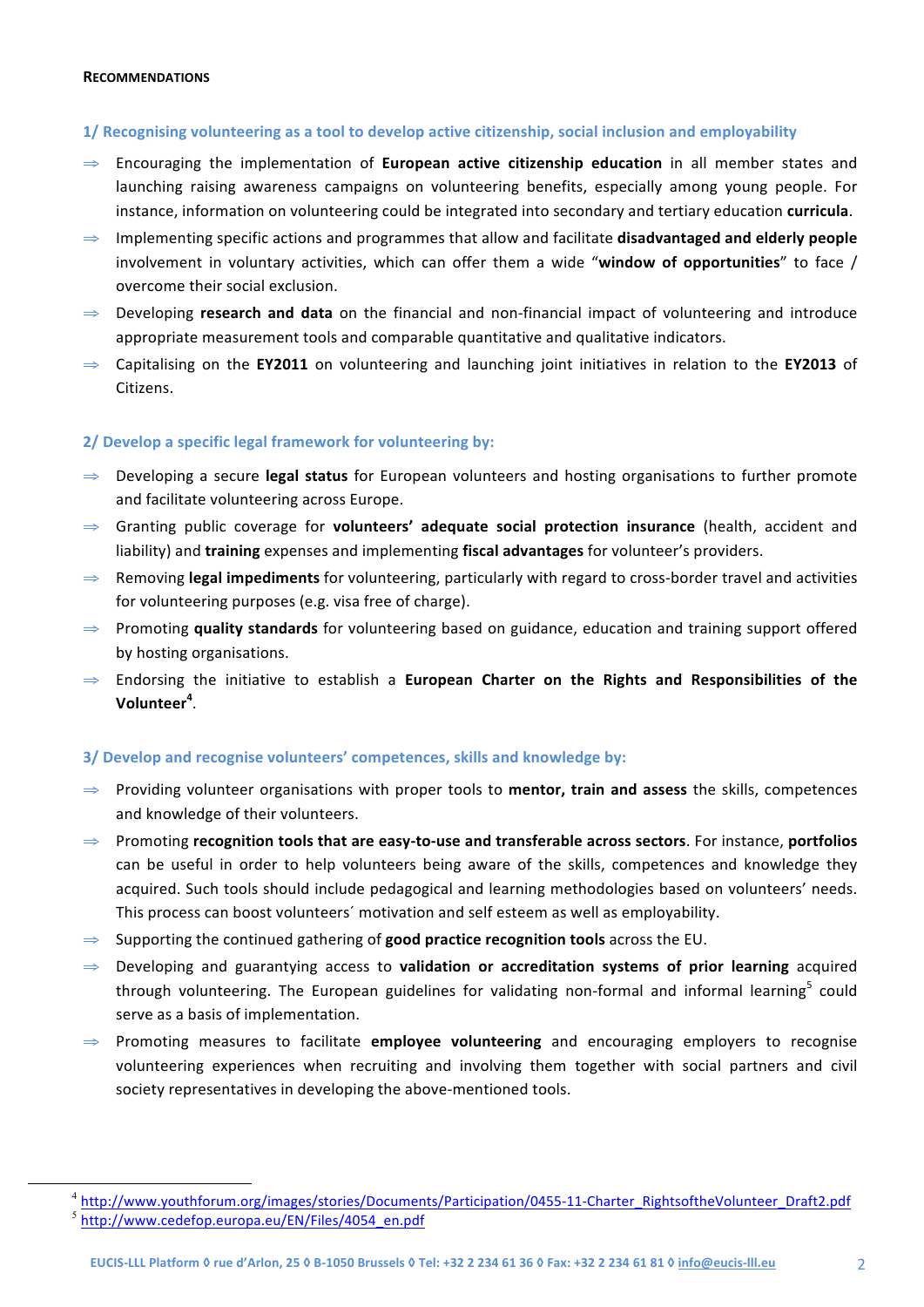**RECOMMENDATIONS**

## 1/ Recognising volunteering as a tool to develop active citizenship, social inclusion and employability

⇒ Encouraging the implementation of **European active citizenship education** in all member states and launching raising awareness campaigns on volunteering benefits, especially among young people. For instance, information on volunteering could be integrated into secondary and tertiary education **curricula**.

⇒ Implementing specific actions and programmes that allow and facilitate **disadvantaged and elderly people** involvement in voluntary activities, which can offer them a wide "**window of opportunities**" to face / overcome their social exclusion.

⇒ Developing **research and data** on the financial and non-financial impact of volunteering and introduce appropriate measurement tools and comparable quantitative and qualitative indicators.

⇒ Capitalising on the **EY2011** on volunteering and launching joint initiatives in relation to the **EY2013** of Citizens.

## 2/ Develop a specific legal framework for volunteering by:

⇒ Developing a secure **legal status** for European volunteers and hosting organisations to further promote and facilitate volunteering across Europe.

⇒ Granting public coverage for **volunteers' adequate social protection insurance** (health, accident and liability) and **training** expenses and implementing **fiscal advantages** for volunteer's providers.

⇒ Removing **legal impediments** for volunteering, particularly with regard to cross-border travel and activities for volunteering purposes (e.g. visa free of charge).

⇒ Promoting **quality standards** for volunteering based on guidance, education and training support offered by hosting organisations.

⇒ Endorsing the initiative to establish a **European Charter on the Rights and Responsibilities of the Volunteer**[4].

## 3/ Develop and recognise volunteers' competences, skills and knowledge by:

⇒ Providing volunteer organisations with proper tools to **mentor, train and assess** the skills, competences and knowledge of their volunteers.

⇒ Promoting **recognition tools that are easy-to-use and transferable across sectors**. For instance, **portfolios** can be useful in order to help volunteers being aware of the skills, competences and knowledge they acquired. Such tools should include pedagogical and learning methodologies based on volunteers' needs. This process can boost volunteers´ motivation and self esteem as well as employability.

⇒ Supporting the continued gathering of **good practice recognition tools** across the EU.

⇒ Developing and guarantying access to **validation or accreditation systems of prior learning** acquired through volunteering. The European guidelines for validating non-formal and informal learning[5] could serve as a basis of implementation.

⇒ Promoting measures to facilitate **employee volunteering** and encouraging employers to recognise volunteering experiences when recruiting and involving them together with social partners and civil society representatives in developing the above-mentioned tools.

---

[4] http://www.youthforum.org/images/stories/Documents/Participation/0455-11-Charter_RightsoftheVolunteer_Draft2.pdf

[5] http://www.cedefop.europa.eu/EN/Files/4054_en.pdf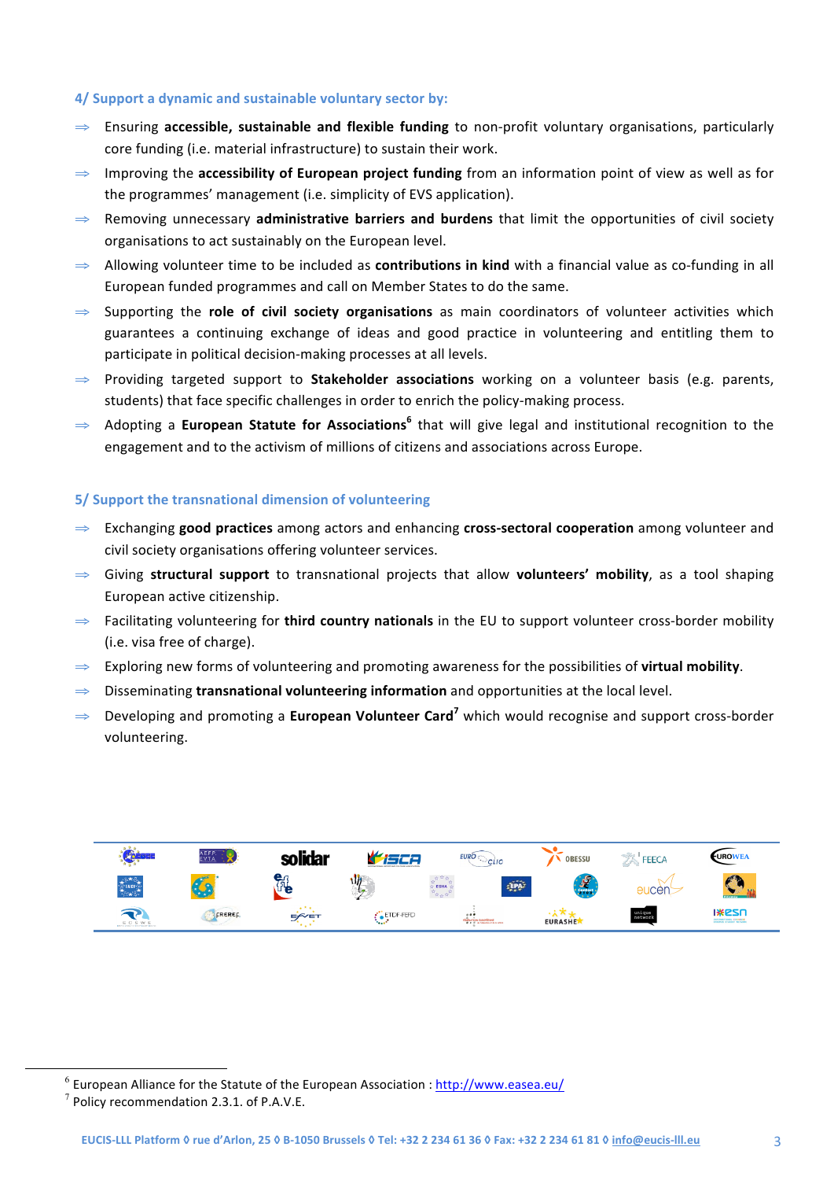### 4/ Support a dynamic and sustainable voluntary sector by:

- ⇒ Ensuring **accessible, sustainable and flexible funding** to non-profit voluntary organisations, particularly core funding (i.e. material infrastructure) to sustain their work.
- ⇒ Improving the **accessibility of European project funding** from an information point of view as well as for the programmes' management (i.e. simplicity of EVS application).
- ⇒ Removing unnecessary **administrative barriers and burdens** that limit the opportunities of civil society organisations to act sustainably on the European level.
- ⇒ Allowing volunteer time to be included as **contributions in kind** with a financial value as co-funding in all European funded programmes and call on Member States to do the same.
- ⇒ Supporting the **role of civil society organisations** as main coordinators of volunteer activities which guarantees a continuing exchange of ideas and good practice in volunteering and entitling them to participate in political decision-making processes at all levels.
- ⇒ Providing targeted support to **Stakeholder associations** working on a volunteer basis (e.g. parents, students) that face specific challenges in order to enrich the policy-making process.
- ⇒ Adopting a **European Statute for Associations**[6] that will give legal and institutional recognition to the engagement and to the activism of millions of citizens and associations across Europe.

### 5/ Support the transnational dimension of volunteering

- ⇒ Exchanging **good practices** among actors and enhancing **cross-sectoral cooperation** among volunteer and civil society organisations offering volunteer services.
- ⇒ Giving **structural support** to transnational projects that allow **volunteers' mobility**, as a tool shaping European active citizenship.
- ⇒ Facilitating volunteering for **third country nationals** in the EU to support volunteer cross-border mobility (i.e. visa free of charge).
- ⇒ Exploring new forms of volunteering and promoting awareness for the possibilities of **virtual mobility**.
- ⇒ Disseminating **transnational volunteering information** and opportunities at the local level.
- ⇒ Developing and promoting a **European Volunteer Card**[7] which would recognise and support cross-border volunteering.

---

[6] European Alliance for the Statute of the European Association : http://www.easea.eu/

[7] Policy recommendation 2.3.1. of P.A.V.E.

EUCIS-LLL Platform ◊ rue d'Arlon, 25 ◊ B-1050 Brussels ◊ Tel: +32 2 234 61 36 ◊ Fax: +32 2 234 61 81 ◊ info@eucis-lll.eu